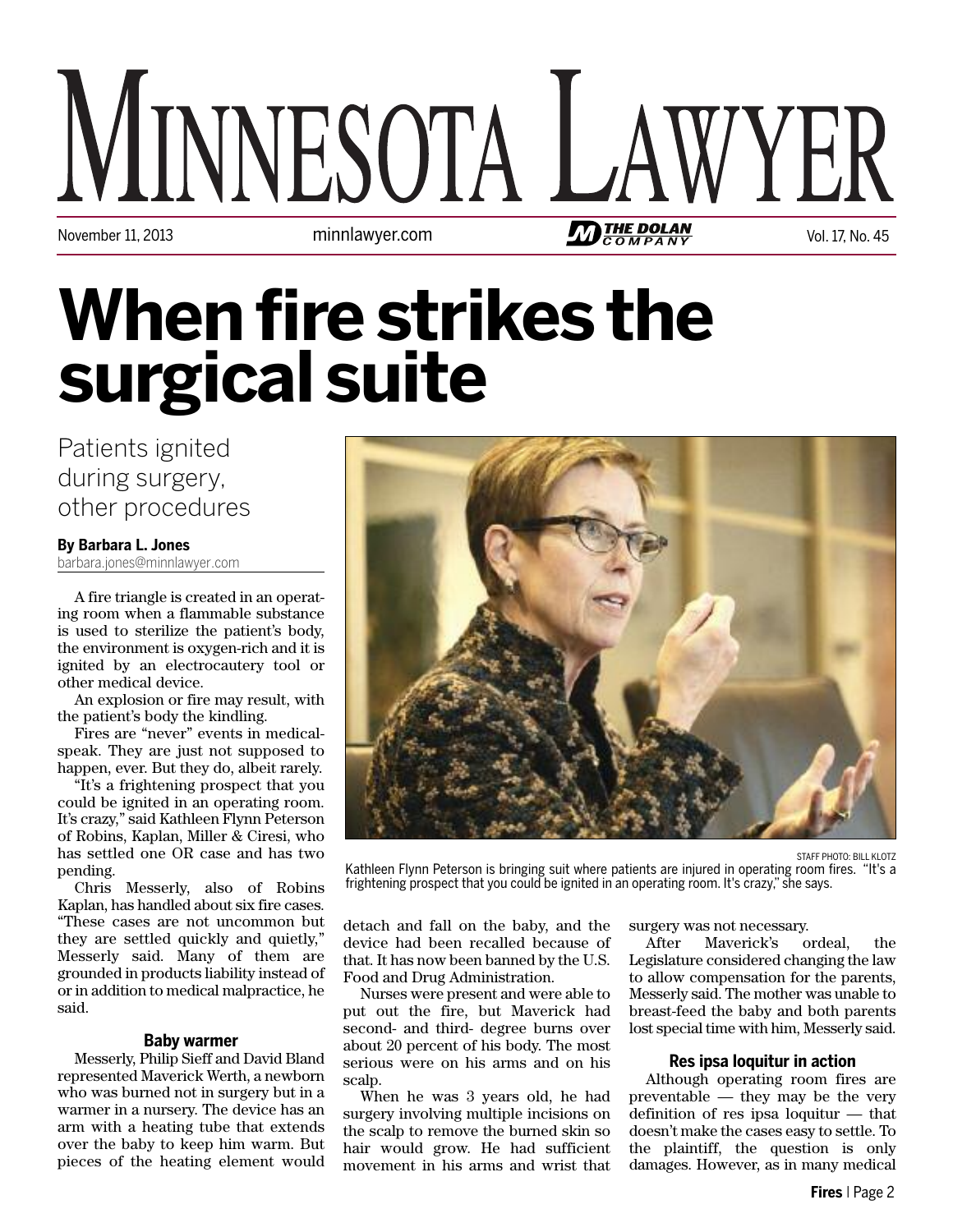# MINNESOTA LAWYER

November 11, 2013 minnlawyer.com THE DOLAN COMPANY Vol. 17, No. 45

# When fire strikes the surgical suite

## Patients ignited during surgery, other procedures

**By Barbara L. Jones**
barbara.jones@minnlawyer.com

A fire triangle is created in an operating room when a flammable substance is used to sterilize the patient's body, the environment is oxygen-rich and it is ignited by an electrocautery tool or other medical device.

An explosion or fire may result, with the patient's body the kindling.

Fires are "never" events in medical-speak. They are just not supposed to happen, ever. But they do, albeit rarely.

"It's a frightening prospect that you could be ignited in an operating room. It's crazy," said Kathleen Flynn Peterson of Robins, Kaplan, Miller & Ciresi, who has settled one OR case and has two pending.

Chris Messerly, also of Robins Kaplan, has handled about six fire cases. "These cases are not uncommon but they are settled quickly and quietly," Messerly said. Many of them are grounded in products liability instead of or in addition to medical malpractice, he said.

STAFF PHOTO: BILL KLOTZ
Kathleen Flynn Peterson is bringing suit where patients are injured in operating room fires. "It's a frightening prospect that you could be ignited in an operating room. It's crazy," she says.

### Baby warmer

Messerly, Philip Sieff and David Bland represented Maverick Werth, a newborn who was burned not in surgery but in a warmer in a nursery. The device has an arm with a heating tube that extends over the baby to keep him warm. But pieces of the heating element would detach and fall on the baby, and the device had been recalled because of that. It has now been banned by the U.S. Food and Drug Administration.

Nurses were present and were able to put out the fire, but Maverick had second- and third- degree burns over about 20 percent of his body. The most serious were on his arms and on his scalp.

When he was 3 years old, he had surgery involving multiple incisions on the scalp to remove the burned skin so hair would grow. He had sufficient movement in his arms and wrist that surgery was not necessary.

After Maverick's ordeal, the Legislature considered changing the law to allow compensation for the parents, Messerly said. The mother was unable to breast-feed the baby and both parents lost special time with him, Messerly said.

### Res ipsa loquitur in action

Although operating room fires are preventable — they may be the very definition of res ipsa loquitur — that doesn't make the cases easy to settle. To the plaintiff, the question is only damages. However, as in many medical

**Fires** | Page 2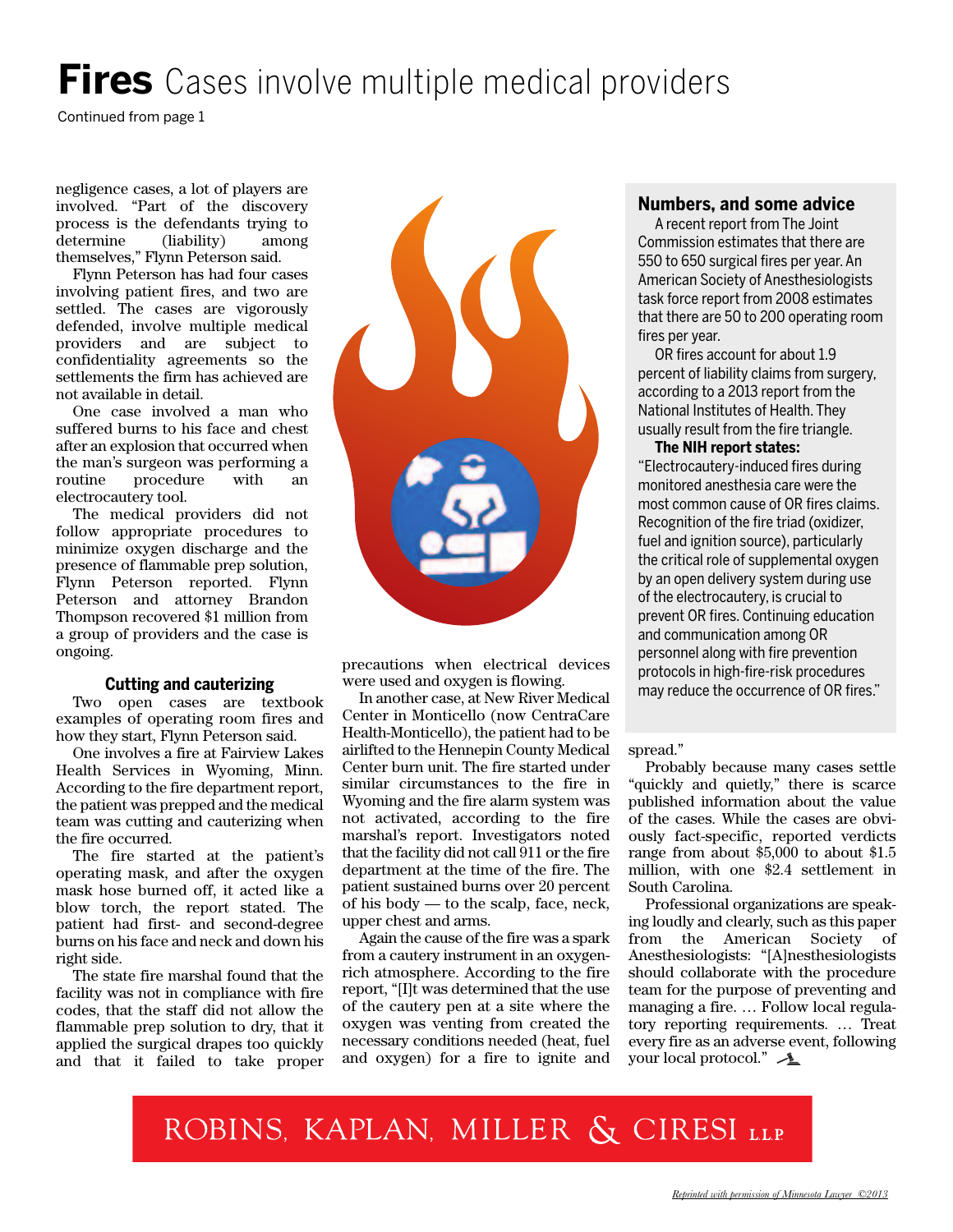# **Fires** Cases involve multiple medical providers

Continued from page 1

negligence cases, a lot of players are involved. "Part of the discovery process is the defendants trying to determine (liability) among themselves," Flynn Peterson said.

Flynn Peterson has had four cases involving patient fires, and two are settled. The cases are vigorously defended, involve multiple medical providers and are subject to confidentiality agreements so the settlements the firm has achieved are not available in detail.

One case involved a man who suffered burns to his face and chest after an explosion that occurred when the man's surgeon was performing a routine procedure with an electrocautery tool.

The medical providers did not follow appropriate procedures to minimize oxygen discharge and the presence of flammable prep solution, Flynn Peterson reported. Flynn Peterson and attorney Brandon Thompson recovered $1 million from a group of providers and the case is ongoing.

### Cutting and cauterizing

Two open cases are textbook examples of operating room fires and how they start, Flynn Peterson said.

One involves a fire at Fairview Lakes Health Services in Wyoming, Minn. According to the fire department report, the patient was prepped and the medical team was cutting and cauterizing when the fire occurred.

The fire started at the patient's operating mask, and after the oxygen mask hose burned off, it acted like a blow torch, the report stated. The patient had first- and second-degree burns on his face and neck and down his right side.

The state fire marshal found that the facility was not in compliance with fire codes, that the staff did not allow the flammable prep solution to dry, that it applied the surgical drapes too quickly and that it failed to take proper precautions when electrical devices were used and oxygen is flowing.

In another case, at New River Medical Center in Monticello (now CentraCare Health-Monticello), the patient had to be airlifted to the Hennepin County Medical Center burn unit. The fire started under similar circumstances to the fire in Wyoming and the fire alarm system was not activated, according to the fire marshal's report. Investigators noted that the facility did not call 911 or the fire department at the time of the fire. The patient sustained burns over 20 percent of his body — to the scalp, face, neck, upper chest and arms.

Again the cause of the fire was a spark from a cautery instrument in an oxygen-rich atmosphere. According to the fire report, "[I]t was determined that the use of the cautery pen at a site where the oxygen was venting from created the necessary conditions needed (heat, fuel and oxygen) for a fire to ignite and spread."

Probably because many cases settle "quickly and quietly," there is scarce published information about the value of the cases. While the cases are obviously fact-specific, reported verdicts range from about $5,000 to about $1.5 million, with one $2.4 settlement in South Carolina.

Professional organizations are speaking loudly and clearly, such as this paper from the American Society of Anesthesiologists: "[A]nesthesiologists should collaborate with the procedure team for the purpose of preventing and managing a fire. … Follow local regulatory reporting requirements. … Treat every fire as an adverse event, following your local protocol."

### Numbers, and some advice

A recent report from The Joint Commission estimates that there are 550 to 650 surgical fires per year. An American Society of Anesthesiologists task force report from 2008 estimates that there are 50 to 200 operating room fires per year.

OR fires account for about 1.9 percent of liability claims from surgery, according to a 2013 report from the National Institutes of Health. They usually result from the fire triangle.

**The NIH report states:**
"Electrocautery-induced fires during monitored anesthesia care were the most common cause of OR fires claims. Recognition of the fire triad (oxidizer, fuel and ignition source), particularly the critical role of supplemental oxygen by an open delivery system during use of the electrocautery, is crucial to prevent OR fires. Continuing education and communication among OR personnel along with fire prevention protocols in high-fire-risk procedures may reduce the occurrence of OR fires."

ROBINS, KAPLAN, MILLER & CIRESI L.L.P.

*Reprinted with permission of Minnesota Lawyer ©2013*